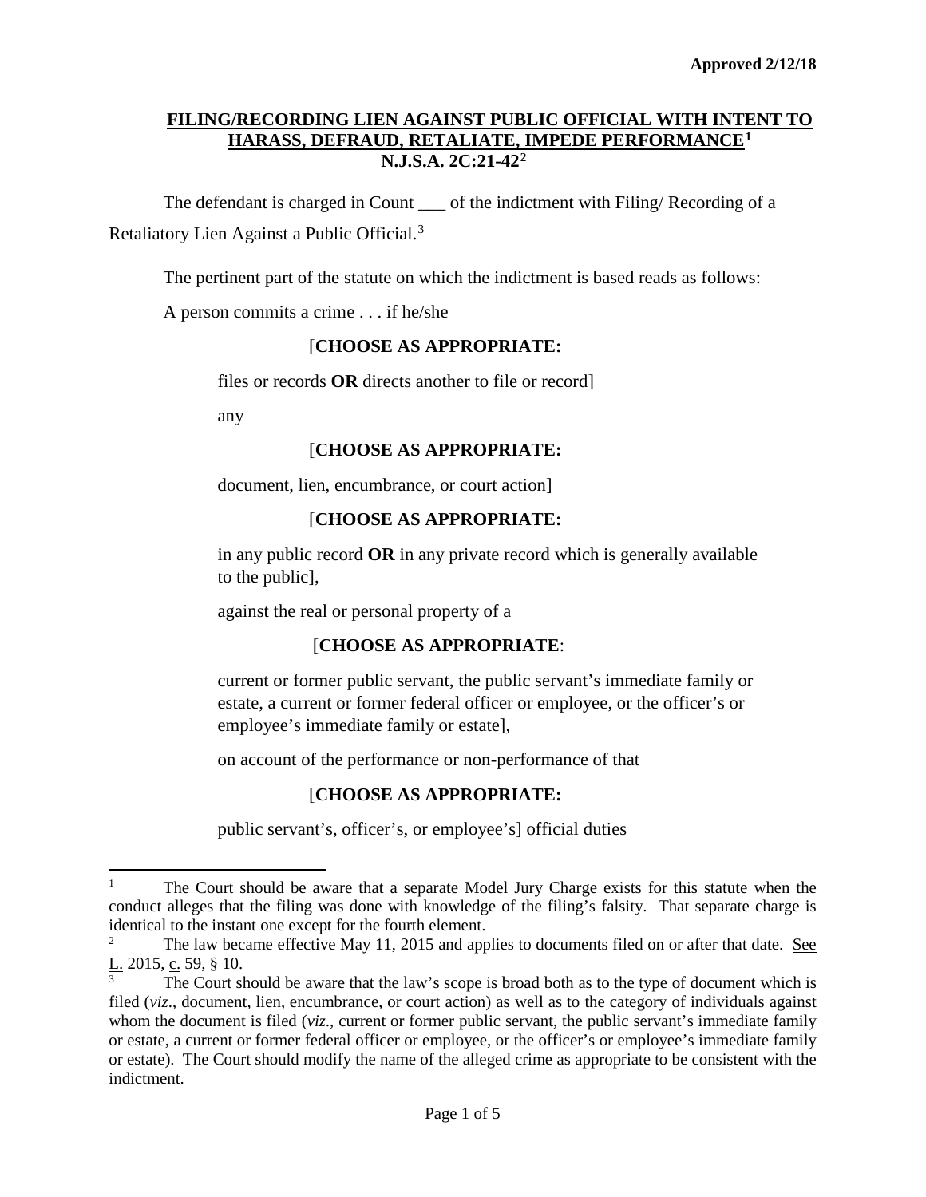**Approved 2/12/18**

# FILING/RECORDING LIEN AGAINST PUBLIC OFFICIAL WITH INTENT TO HARASS, DEFRAUD, RETALIATE, IMPEDE PERFORMANCE[1]

## N.J.S.A. 2C:21-42[2]

The defendant is charged in Count ___ of the indictment with Filing/ Recording of a Retaliatory Lien Against a Public Official.[3]

The pertinent part of the statute on which the indictment is based reads as follows:

A person commits a crime . . . if he/she

[**CHOOSE AS APPROPRIATE:**

> files or records **OR** directs another to file or record]
>
> any

[**CHOOSE AS APPROPRIATE:**

> document, lien, encumbrance, or court action]

[**CHOOSE AS APPROPRIATE:**

> in any public record **OR** in any private record which is generally available to the public],
>
> against the real or personal property of a

[**CHOOSE AS APPROPRIATE**:

> current or former public servant, the public servant's immediate family or estate, a current or former federal officer or employee, or the officer's or employee's immediate family or estate],
>
> on account of the performance or non-performance of that

[**CHOOSE AS APPROPRIATE:**

> public servant's, officer's, or employee's] official duties

---

[1] The Court should be aware that a separate Model Jury Charge exists for this statute when the conduct alleges that the filing was done with knowledge of the filing's falsity. That separate charge is identical to the instant one except for the fourth element.

[2] The law became effective May 11, 2015 and applies to documents filed on or after that date. See L. 2015, c. 59, § 10.

[3] The Court should be aware that the law's scope is broad both as to the type of document which is filed (*viz*., document, lien, encumbrance, or court action) as well as to the category of individuals against whom the document is filed (*viz*., current or former public servant, the public servant's immediate family or estate, a current or former federal officer or employee, or the officer's or employee's immediate family or estate). The Court should modify the name of the alleged crime as appropriate to be consistent with the indictment.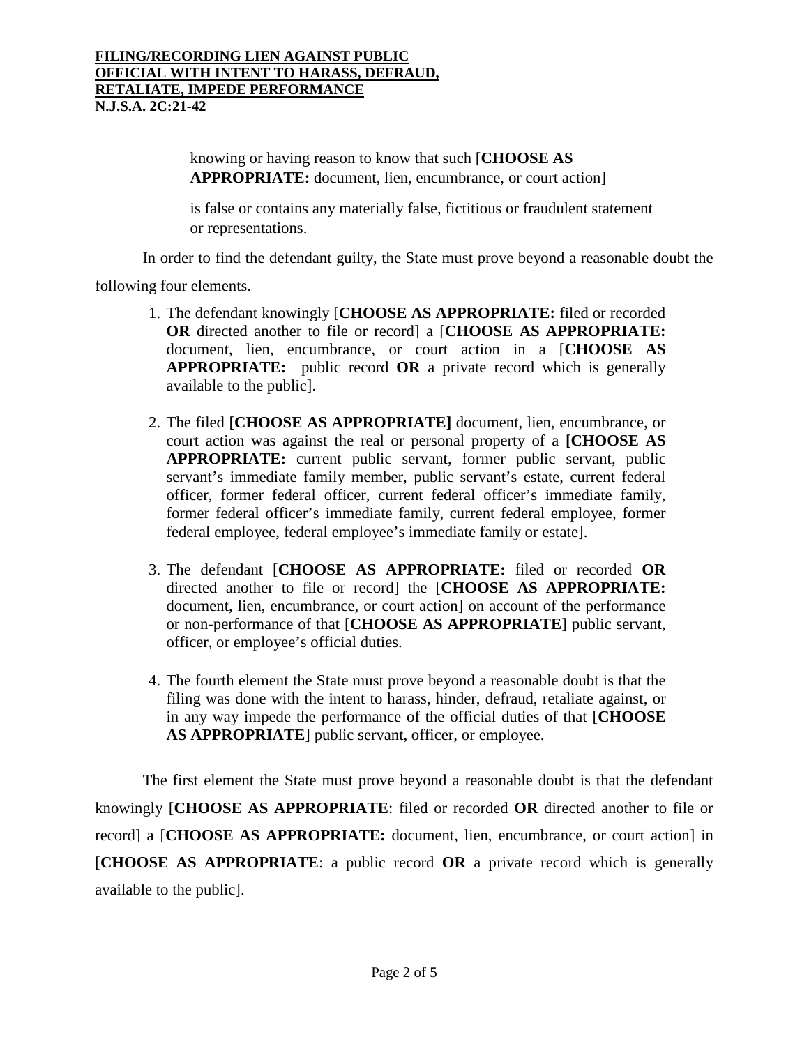knowing or having reason to know that such [**CHOOSE AS APPROPRIATE:** document, lien, encumbrance, or court action]

is false or contains any materially false, fictitious or fraudulent statement or representations.

In order to find the defendant guilty, the State must prove beyond a reasonable doubt the following four elements.

1. The defendant knowingly [**CHOOSE AS APPROPRIATE:** filed or recorded **OR** directed another to file or record] a [**CHOOSE AS APPROPRIATE:** document, lien, encumbrance, or court action in a [**CHOOSE AS APPROPRIATE:** public record **OR** a private record which is generally available to the public].

2. The filed **[CHOOSE AS APPROPRIATE]** document, lien, encumbrance, or court action was against the real or personal property of a **[CHOOSE AS APPROPRIATE:** current public servant, former public servant, public servant's immediate family member, public servant's estate, current federal officer, former federal officer, current federal officer's immediate family, former federal officer's immediate family, current federal employee, former federal employee, federal employee's immediate family or estate].

3. The defendant [**CHOOSE AS APPROPRIATE:** filed or recorded **OR** directed another to file or record] the [**CHOOSE AS APPROPRIATE:** document, lien, encumbrance, or court action] on account of the performance or non-performance of that [**CHOOSE AS APPROPRIATE**] public servant, officer, or employee's official duties.

4. The fourth element the State must prove beyond a reasonable doubt is that the filing was done with the intent to harass, hinder, defraud, retaliate against, or in any way impede the performance of the official duties of that [**CHOOSE AS APPROPRIATE**] public servant, officer, or employee.

The first element the State must prove beyond a reasonable doubt is that the defendant knowingly [**CHOOSE AS APPROPRIATE**: filed or recorded **OR** directed another to file or record] a [**CHOOSE AS APPROPRIATE:** document, lien, encumbrance, or court action] in [**CHOOSE AS APPROPRIATE**: a public record **OR** a private record which is generally available to the public].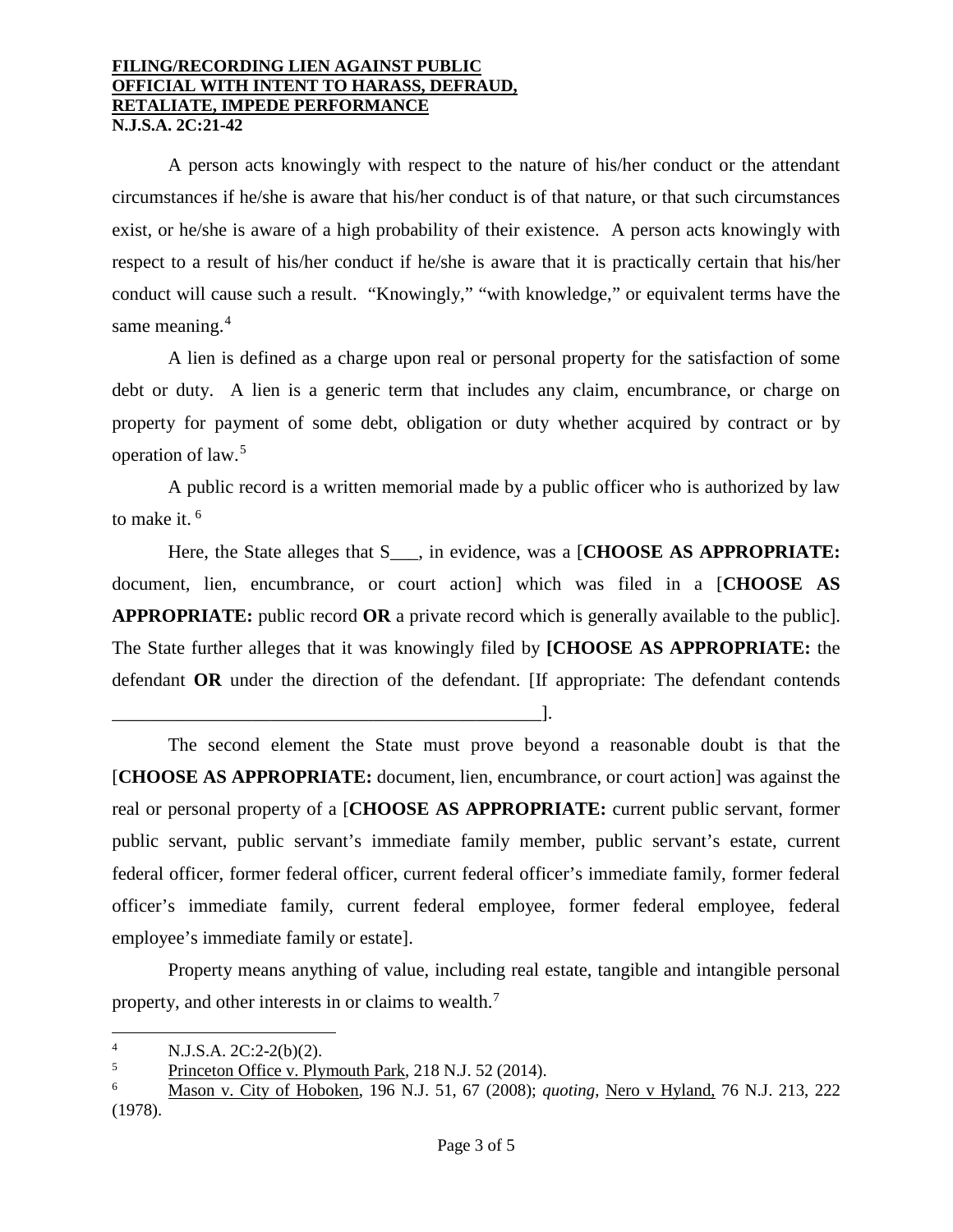A person acts knowingly with respect to the nature of his/her conduct or the attendant circumstances if he/she is aware that his/her conduct is of that nature, or that such circumstances exist, or he/she is aware of a high probability of their existence. A person acts knowingly with respect to a result of his/her conduct if he/she is aware that it is practically certain that his/her conduct will cause such a result. "Knowingly," "with knowledge," or equivalent terms have the same meaning.[4]

A lien is defined as a charge upon real or personal property for the satisfaction of some debt or duty. A lien is a generic term that includes any claim, encumbrance, or charge on property for payment of some debt, obligation or duty whether acquired by contract or by operation of law.[5]

A public record is a written memorial made by a public officer who is authorized by law to make it.[6]

Here, the State alleges that S___, in evidence, was a [**CHOOSE AS APPROPRIATE:** document, lien, encumbrance, or court action] which was filed in a [**CHOOSE AS APPROPRIATE:** public record **OR** a private record which is generally available to the public]. The State further alleges that it was knowingly filed by **[CHOOSE AS APPROPRIATE:** the defendant **OR** under the direction of the defendant. [If appropriate: The defendant contends _______________________________________________].

The second element the State must prove beyond a reasonable doubt is that the [**CHOOSE AS APPROPRIATE:** document, lien, encumbrance, or court action] was against the real or personal property of a [**CHOOSE AS APPROPRIATE:** current public servant, former public servant, public servant's immediate family member, public servant's estate, current federal officer, former federal officer, current federal officer's immediate family, former federal officer's immediate family, current federal employee, former federal employee, federal employee's immediate family or estate].

Property means anything of value, including real estate, tangible and intangible personal property, and other interests in or claims to wealth.[7]

---

[4] N.J.S.A. 2C:2-2(b)(2).

[5] Princeton Office v. Plymouth Park, 218 N.J. 52 (2014).

[6] Mason v. City of Hoboken, 196 N.J. 51, 67 (2008); *quoting*, Nero v Hyland, 76 N.J. 213, 222 (1978).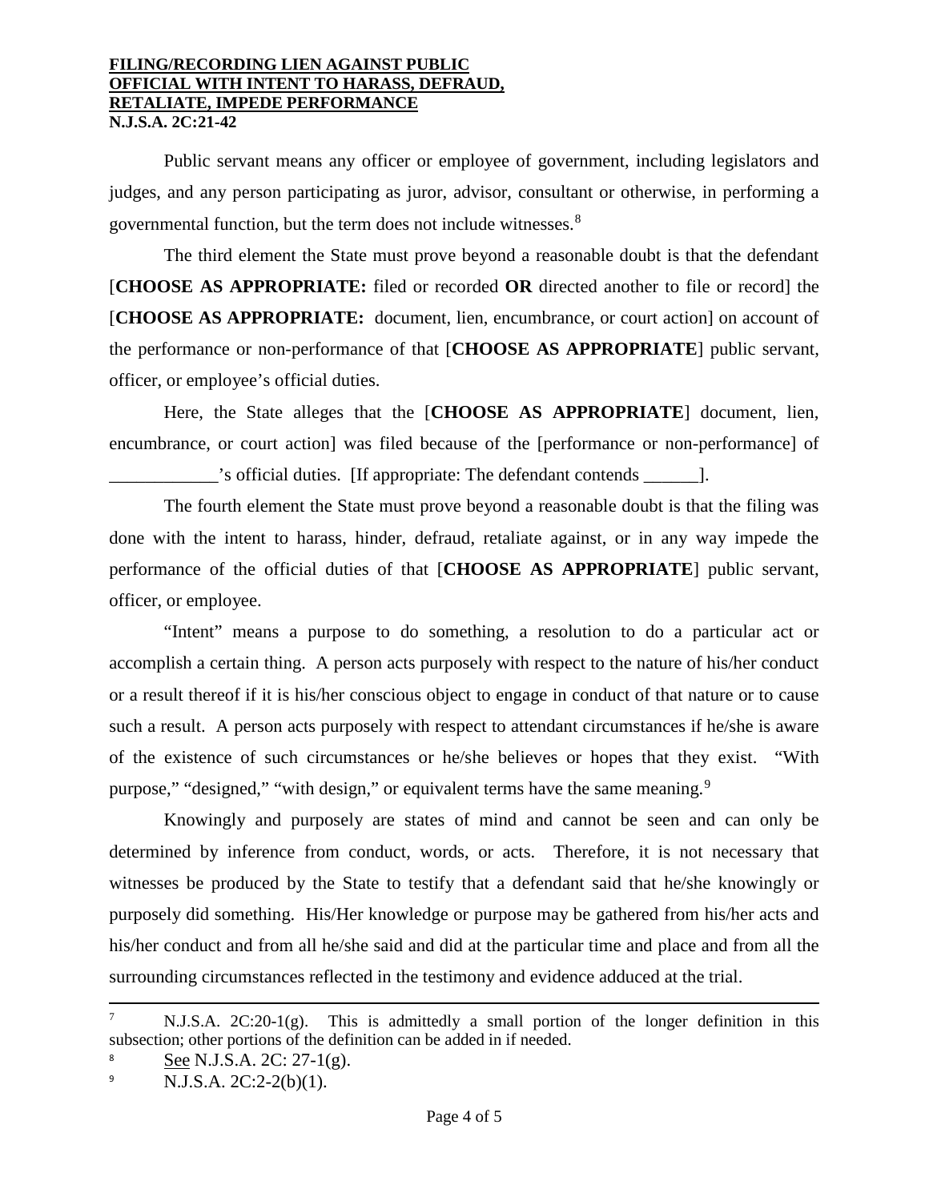Public servant means any officer or employee of government, including legislators and judges, and any person participating as juror, advisor, consultant or otherwise, in performing a governmental function, but the term does not include witnesses.[8]

The third element the State must prove beyond a reasonable doubt is that the defendant [**CHOOSE AS APPROPRIATE:** filed or recorded **OR** directed another to file or record] the [**CHOOSE AS APPROPRIATE:** document, lien, encumbrance, or court action] on account of the performance or non-performance of that [**CHOOSE AS APPROPRIATE**] public servant, officer, or employee's official duties.

Here, the State alleges that the [**CHOOSE AS APPROPRIATE**] document, lien, encumbrance, or court action] was filed because of the [performance or non-performance] of ____________'s official duties. [If appropriate: The defendant contends ______].

The fourth element the State must prove beyond a reasonable doubt is that the filing was done with the intent to harass, hinder, defraud, retaliate against, or in any way impede the performance of the official duties of that [**CHOOSE AS APPROPRIATE**] public servant, officer, or employee.

"Intent" means a purpose to do something, a resolution to do a particular act or accomplish a certain thing. A person acts purposely with respect to the nature of his/her conduct or a result thereof if it is his/her conscious object to engage in conduct of that nature or to cause such a result. A person acts purposely with respect to attendant circumstances if he/she is aware of the existence of such circumstances or he/she believes or hopes that they exist. "With purpose," "designed," "with design," or equivalent terms have the same meaning.[9]

Knowingly and purposely are states of mind and cannot be seen and can only be determined by inference from conduct, words, or acts. Therefore, it is not necessary that witnesses be produced by the State to testify that a defendant said that he/she knowingly or purposely did something. His/Her knowledge or purpose may be gathered from his/her acts and his/her conduct and from all he/she said and did at the particular time and place and from all the surrounding circumstances reflected in the testimony and evidence adduced at the trial.

---

[7] N.J.S.A. 2C:20-1(g). This is admittedly a small portion of the longer definition in this subsection; other portions of the definition can be added in if needed.

[8] See N.J.S.A. 2C: 27-1(g).

[9] N.J.S.A. 2C:2-2(b)(1).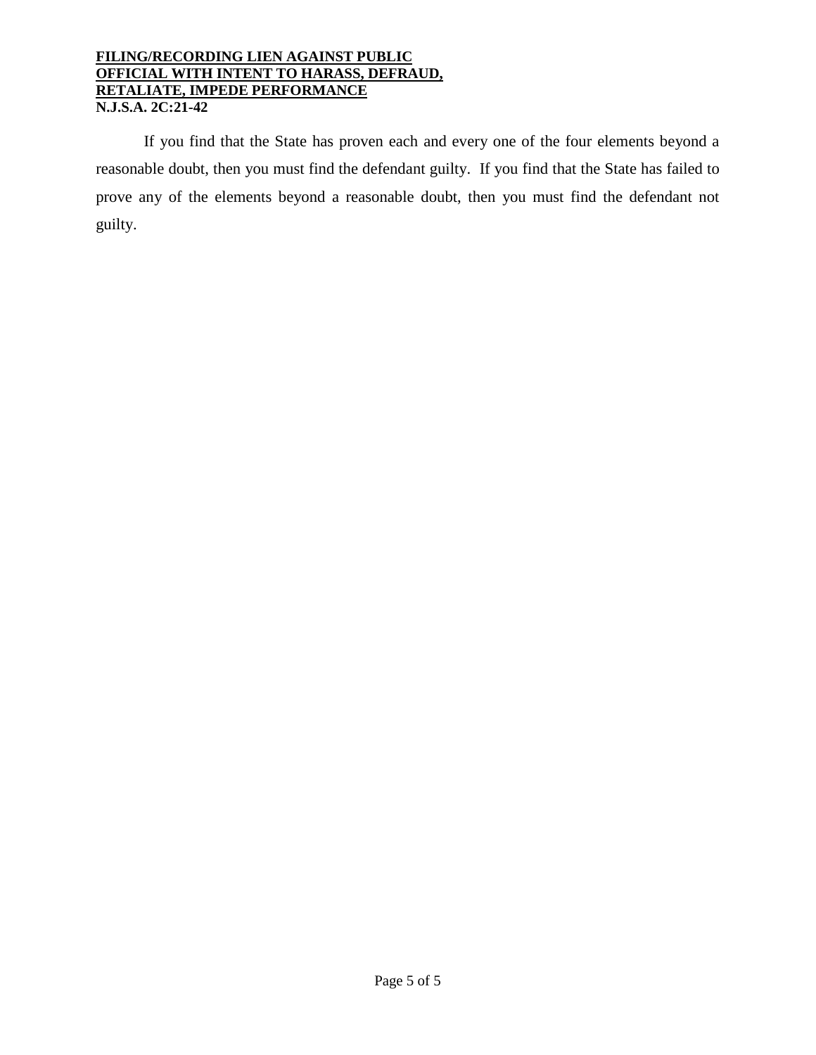If you find that the State has proven each and every one of the four elements beyond a reasonable doubt, then you must find the defendant guilty. If you find that the State has failed to prove any of the elements beyond a reasonable doubt, then you must find the defendant not guilty.